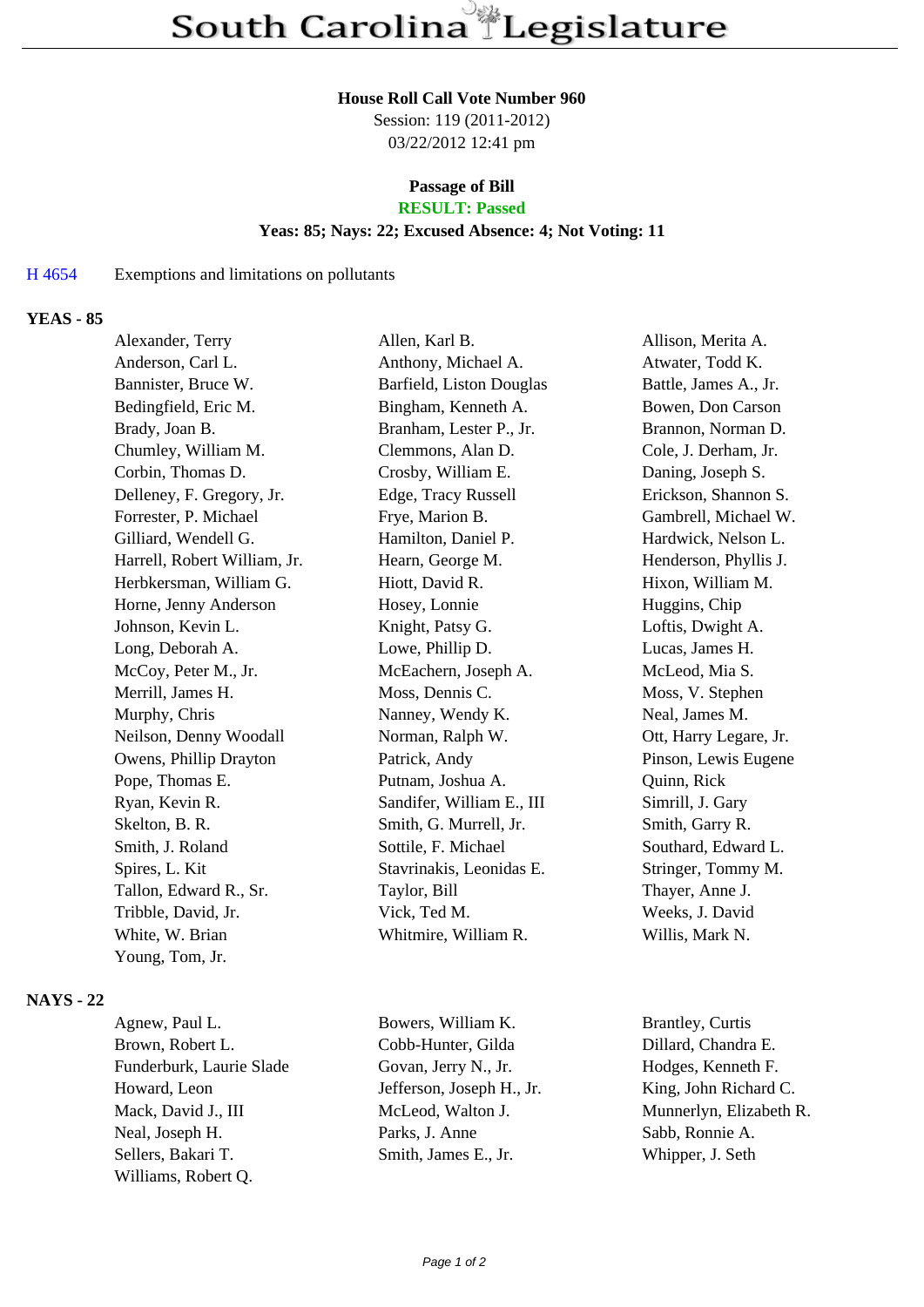# South Carolina Legislature

**House Roll Call Vote Number 960**
Session: 119 (2011-2012)
03/22/2012 12:41 pm

**Passage of Bill**
**RESULT: Passed**
**Yeas: 85; Nays: 22; Excused Absence: 4; Not Voting: 11**

H 4654 Exemptions and limitations on pollutants

## YEAS - 85

| | | |
|---|---|---|
| Alexander, Terry | Allen, Karl B. | Allison, Merita A. |
| Anderson, Carl L. | Anthony, Michael A. | Atwater, Todd K. |
| Bannister, Bruce W. | Barfield, Liston Douglas | Battle, James A., Jr. |
| Bedingfield, Eric M. | Bingham, Kenneth A. | Bowen, Don Carson |
| Brady, Joan B. | Branham, Lester P., Jr. | Brannon, Norman D. |
| Chumley, William M. | Clemmons, Alan D. | Cole, J. Derham, Jr. |
| Corbin, Thomas D. | Crosby, William E. | Daning, Joseph S. |
| Delleney, F. Gregory, Jr. | Edge, Tracy Russell | Erickson, Shannon S. |
| Forrester, P. Michael | Frye, Marion B. | Gambrell, Michael W. |
| Gilliard, Wendell G. | Hamilton, Daniel P. | Hardwick, Nelson L. |
| Harrell, Robert William, Jr. | Hearn, George M. | Henderson, Phyllis J. |
| Herbkersman, William G. | Hiott, David R. | Hixon, William M. |
| Horne, Jenny Anderson | Hosey, Lonnie | Huggins, Chip |
| Johnson, Kevin L. | Knight, Patsy G. | Loftis, Dwight A. |
| Long, Deborah A. | Lowe, Phillip D. | Lucas, James H. |
| McCoy, Peter M., Jr. | McEachern, Joseph A. | McLeod, Mia S. |
| Merrill, James H. | Moss, Dennis C. | Moss, V. Stephen |
| Murphy, Chris | Nanney, Wendy K. | Neal, James M. |
| Neilson, Denny Woodall | Norman, Ralph W. | Ott, Harry Legare, Jr. |
| Owens, Phillip Drayton | Patrick, Andy | Pinson, Lewis Eugene |
| Pope, Thomas E. | Putnam, Joshua A. | Quinn, Rick |
| Ryan, Kevin R. | Sandifer, William E., III | Simrill, J. Gary |
| Skelton, B. R. | Smith, G. Murrell, Jr. | Smith, Garry R. |
| Smith, J. Roland | Sottile, F. Michael | Southard, Edward L. |
| Spires, L. Kit | Stavrinakis, Leonidas E. | Stringer, Tommy M. |
| Tallon, Edward R., Sr. | Taylor, Bill | Thayer, Anne J. |
| Tribble, David, Jr. | Vick, Ted M. | Weeks, J. David |
| White, W. Brian | Whitmire, William R. | Willis, Mark N. |
| Young, Tom, Jr. | | |

## NAYS - 22

| | | |
|---|---|---|
| Agnew, Paul L. | Bowers, William K. | Brantley, Curtis |
| Brown, Robert L. | Cobb-Hunter, Gilda | Dillard, Chandra E. |
| Funderburk, Laurie Slade | Govan, Jerry N., Jr. | Hodges, Kenneth F. |
| Howard, Leon | Jefferson, Joseph H., Jr. | King, John Richard C. |
| Mack, David J., III | McLeod, Walton J. | Munnerlyn, Elizabeth R. |
| Neal, Joseph H. | Parks, J. Anne | Sabb, Ronnie A. |
| Sellers, Bakari T. | Smith, James E., Jr. | Whipper, J. Seth |
| Williams, Robert Q. | | |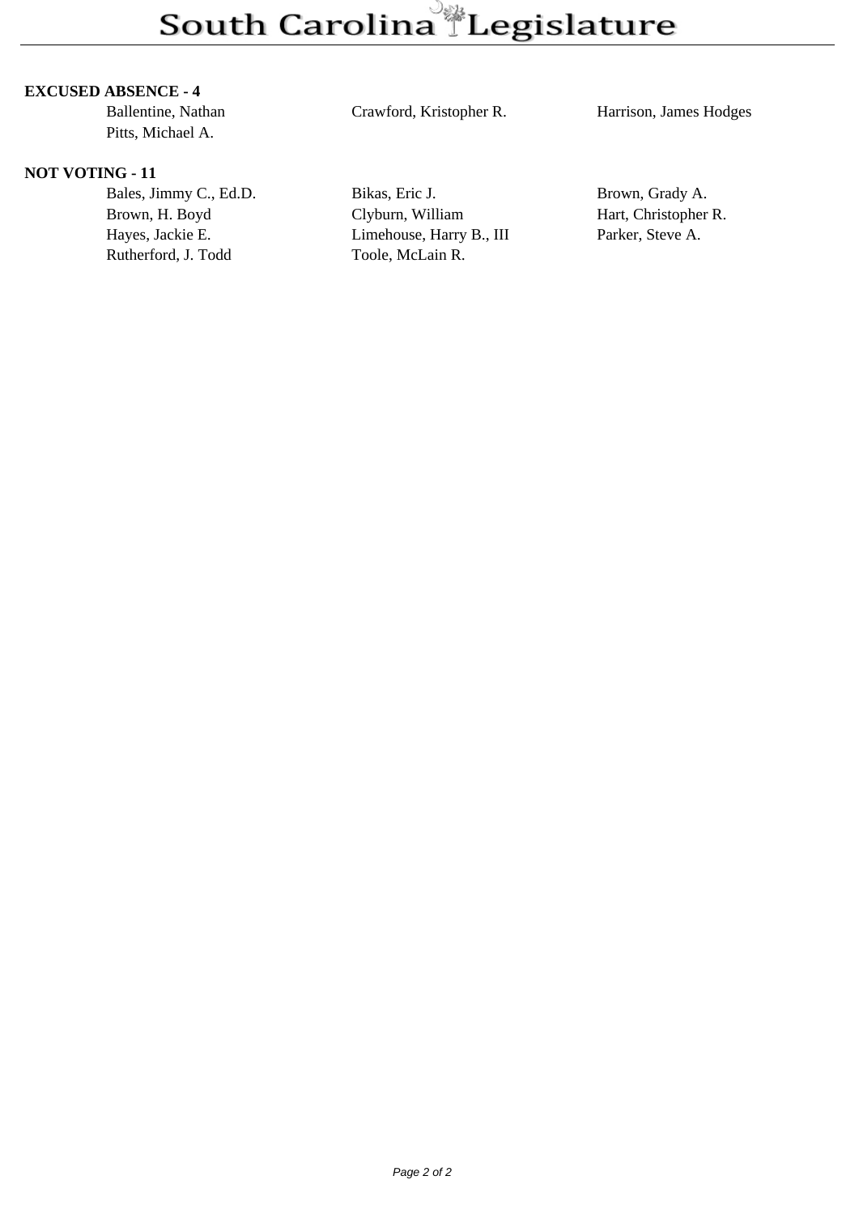**EXCUSED ABSENCE - 4**

| | | |
|---|---|---|
| Ballentine, Nathan | Crawford, Kristopher R. | Harrison, James Hodges |
| Pitts, Michael A. | | |

**NOT VOTING - 11**

| | | |
|---|---|---|
| Bales, Jimmy C., Ed.D. | Bikas, Eric J. | Brown, Grady A. |
| Brown, H. Boyd | Clyburn, William | Hart, Christopher R. |
| Hayes, Jackie E. | Limehouse, Harry B., III | Parker, Steve A. |
| Rutherford, J. Todd | Toole, McLain R. | |